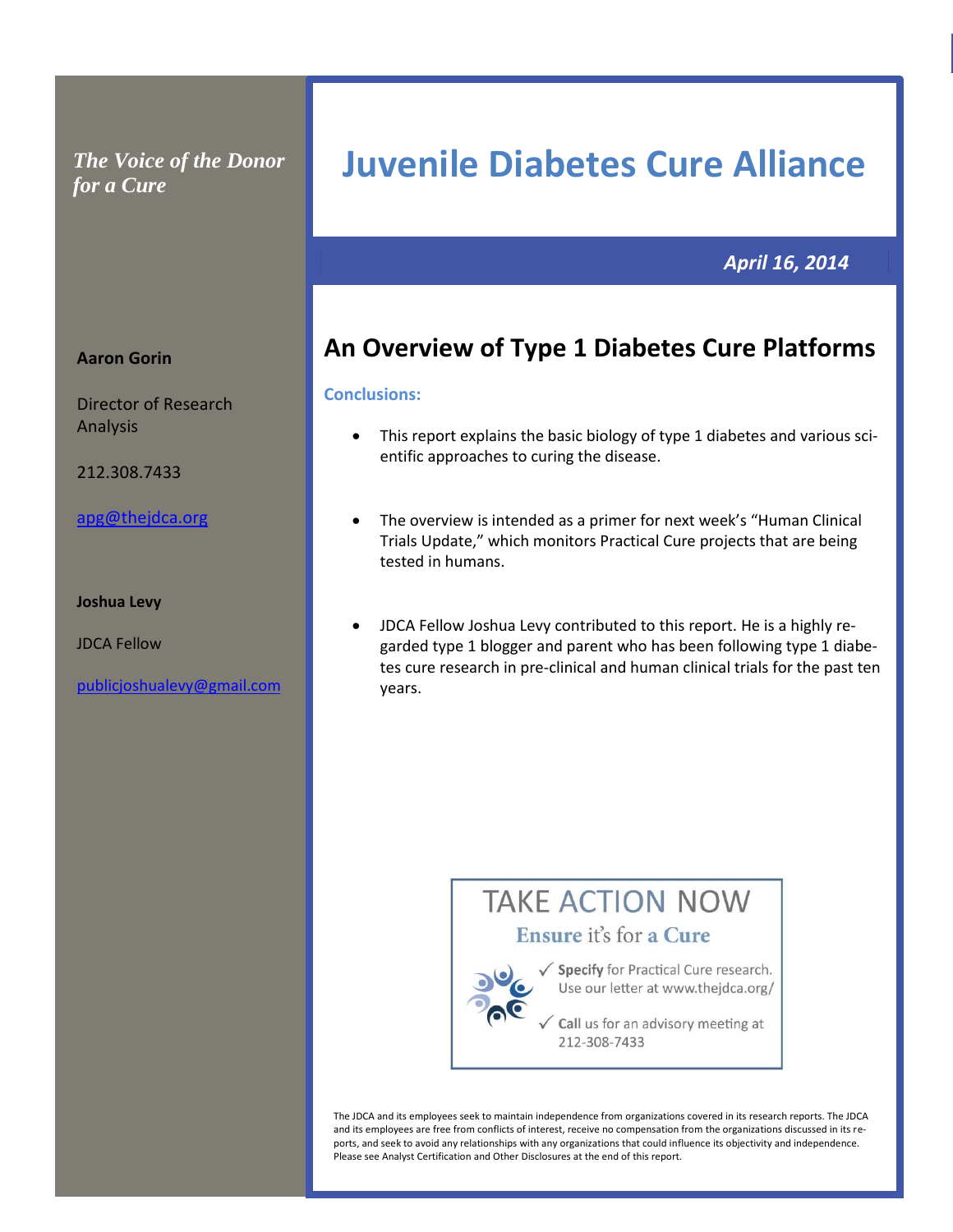*The Voice of the Donor for a Cure*

# Juvenile Diabetes Cure Alliance

*April 16, 2014*

**Aaron Gorin**

Director of Research Analysis

212.308.7433

apg@thejdca.org

**Joshua Levy**

JDCA Fellow

publicjoshualevy@gmail.com

## An Overview of Type 1 Diabetes Cure Platforms

**Conclusions:**

- This report explains the basic biology of type 1 diabetes and various scientific approaches to curing the disease.
- The overview is intended as a primer for next week's "Human Clinical Trials Update," which monitors Practical Cure projects that are being tested in humans.
- JDCA Fellow Joshua Levy contributed to this report. He is a highly regarded type 1 blogger and parent who has been following type 1 diabetes cure research in pre-clinical and human clinical trials for the past ten years.

TAKE ACTION NOW

**Ensure** it's for **a Cure**

✓ **Specify** for Practical Cure research. Use our letter at www.thejdca.org/

✓ **Call** us for an advisory meeting at 212-308-7433

The JDCA and its employees seek to maintain independence from organizations covered in its research reports. The JDCA and its employees are free from conflicts of interest, receive no compensation from the organizations discussed in its reports, and seek to avoid any relationships with any organizations that could influence its objectivity and independence. Please see Analyst Certification and Other Disclosures at the end of this report.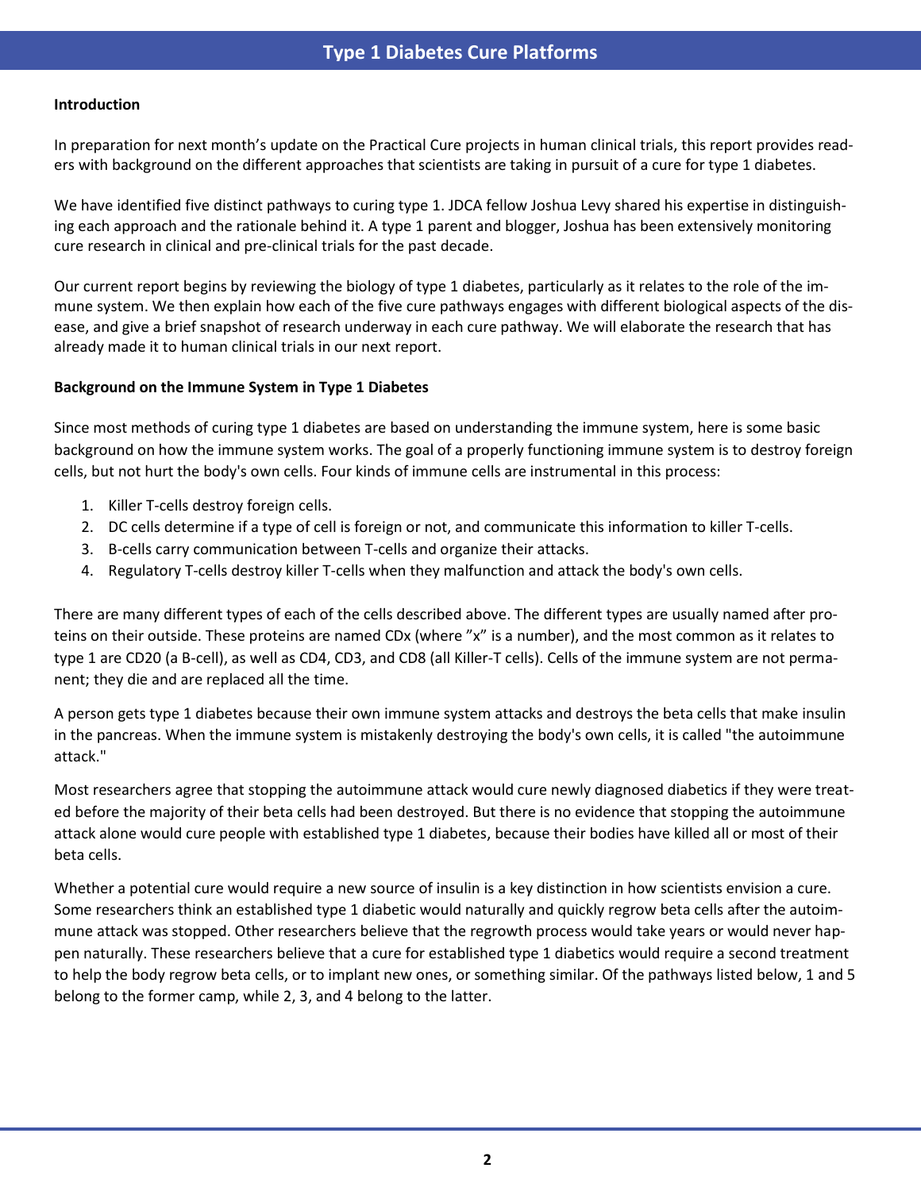**Introduction**

In preparation for next month's update on the Practical Cure projects in human clinical trials, this report provides readers with background on the different approaches that scientists are taking in pursuit of a cure for type 1 diabetes.

We have identified five distinct pathways to curing type 1. JDCA fellow Joshua Levy shared his expertise in distinguishing each approach and the rationale behind it. A type 1 parent and blogger, Joshua has been extensively monitoring cure research in clinical and pre-clinical trials for the past decade.

Our current report begins by reviewing the biology of type 1 diabetes, particularly as it relates to the role of the immune system. We then explain how each of the five cure pathways engages with different biological aspects of the disease, and give a brief snapshot of research underway in each cure pathway. We will elaborate the research that has already made it to human clinical trials in our next report.

**Background on the Immune System in Type 1 Diabetes**

Since most methods of curing type 1 diabetes are based on understanding the immune system, here is some basic background on how the immune system works. The goal of a properly functioning immune system is to destroy foreign cells, but not hurt the body's own cells. Four kinds of immune cells are instrumental in this process:

1. Killer T-cells destroy foreign cells.
2. DC cells determine if a type of cell is foreign or not, and communicate this information to killer T-cells.
3. B-cells carry communication between T-cells and organize their attacks.
4. Regulatory T-cells destroy killer T-cells when they malfunction and attack the body's own cells.

There are many different types of each of the cells described above. The different types are usually named after proteins on their outside. These proteins are named CDx (where "x" is a number), and the most common as it relates to type 1 are CD20 (a B-cell), as well as CD4, CD3, and CD8 (all Killer-T cells). Cells of the immune system are not permanent; they die and are replaced all the time.

A person gets type 1 diabetes because their own immune system attacks and destroys the beta cells that make insulin in the pancreas. When the immune system is mistakenly destroying the body's own cells, it is called "the autoimmune attack."

Most researchers agree that stopping the autoimmune attack would cure newly diagnosed diabetics if they were treated before the majority of their beta cells had been destroyed. But there is no evidence that stopping the autoimmune attack alone would cure people with established type 1 diabetes, because their bodies have killed all or most of their beta cells.

Whether a potential cure would require a new source of insulin is a key distinction in how scientists envision a cure. Some researchers think an established type 1 diabetic would naturally and quickly regrow beta cells after the autoimmune attack was stopped. Other researchers believe that the regrowth process would take years or would never happen naturally. These researchers believe that a cure for established type 1 diabetics would require a second treatment to help the body regrow beta cells, or to implant new ones, or something similar. Of the pathways listed below, 1 and 5 belong to the former camp, while 2, 3, and 4 belong to the latter.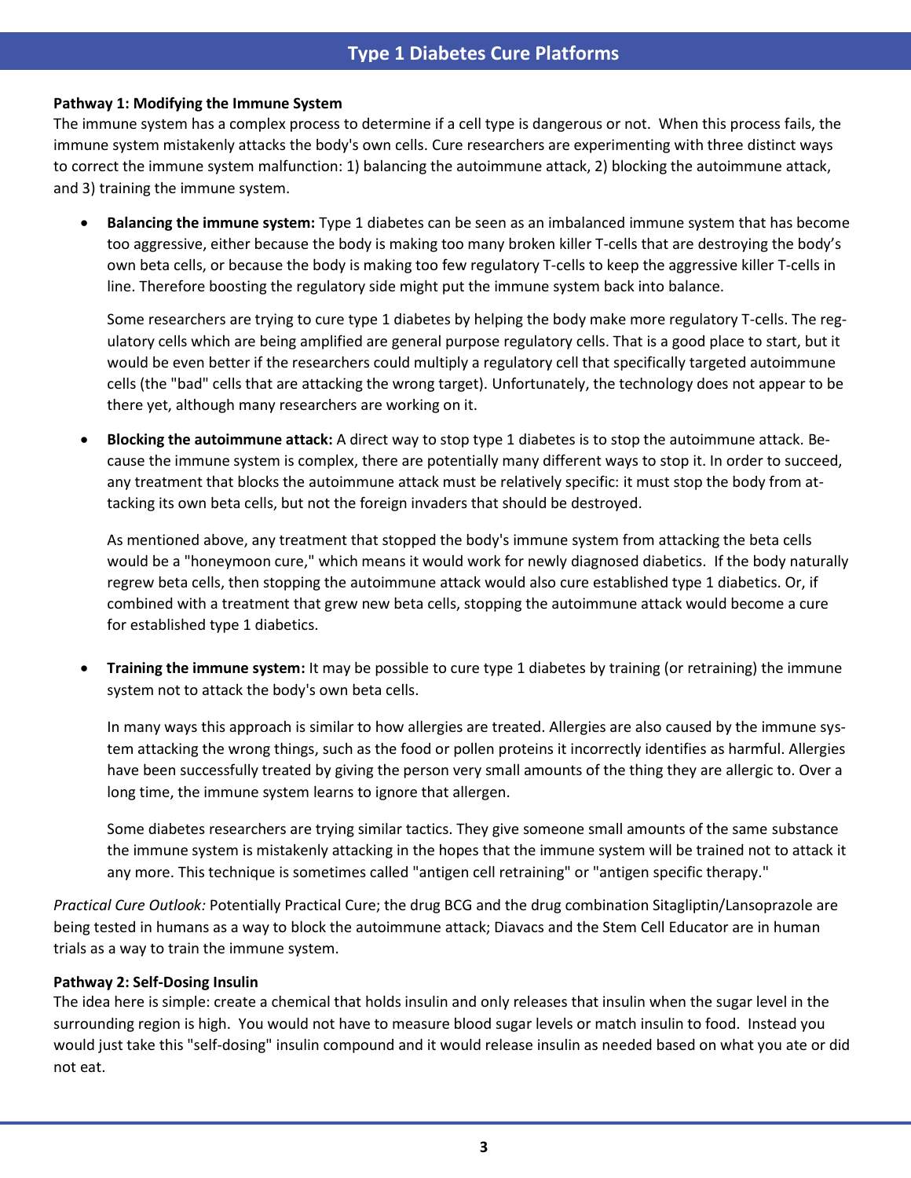## Type 1 Diabetes Cure Platforms

**Pathway 1: Modifying the Immune System**

The immune system has a complex process to determine if a cell type is dangerous or not. When this process fails, the immune system mistakenly attacks the body's own cells. Cure researchers are experimenting with three distinct ways to correct the immune system malfunction: 1) balancing the autoimmune attack, 2) blocking the autoimmune attack, and 3) training the immune system.

- **Balancing the immune system:** Type 1 diabetes can be seen as an imbalanced immune system that has become too aggressive, either because the body is making too many broken killer T-cells that are destroying the body's own beta cells, or because the body is making too few regulatory T-cells to keep the aggressive killer T-cells in line. Therefore boosting the regulatory side might put the immune system back into balance.

  Some researchers are trying to cure type 1 diabetes by helping the body make more regulatory T-cells. The regulatory cells which are being amplified are general purpose regulatory cells. That is a good place to start, but it would be even better if the researchers could multiply a regulatory cell that specifically targeted autoimmune cells (the "bad" cells that are attacking the wrong target). Unfortunately, the technology does not appear to be there yet, although many researchers are working on it.

- **Blocking the autoimmune attack:** A direct way to stop type 1 diabetes is to stop the autoimmune attack. Because the immune system is complex, there are potentially many different ways to stop it. In order to succeed, any treatment that blocks the autoimmune attack must be relatively specific: it must stop the body from attacking its own beta cells, but not the foreign invaders that should be destroyed.

  As mentioned above, any treatment that stopped the body's immune system from attacking the beta cells would be a "honeymoon cure," which means it would work for newly diagnosed diabetics. If the body naturally regrew beta cells, then stopping the autoimmune attack would also cure established type 1 diabetics. Or, if combined with a treatment that grew new beta cells, stopping the autoimmune attack would become a cure for established type 1 diabetics.

- **Training the immune system:** It may be possible to cure type 1 diabetes by training (or retraining) the immune system not to attack the body's own beta cells.

  In many ways this approach is similar to how allergies are treated. Allergies are also caused by the immune system attacking the wrong things, such as the food or pollen proteins it incorrectly identifies as harmful. Allergies have been successfully treated by giving the person very small amounts of the thing they are allergic to. Over a long time, the immune system learns to ignore that allergen.

  Some diabetes researchers are trying similar tactics. They give someone small amounts of the same substance the immune system is mistakenly attacking in the hopes that the immune system will be trained not to attack it any more. This technique is sometimes called "antigen cell retraining" or "antigen specific therapy."

*Practical Cure Outlook:* Potentially Practical Cure; the drug BCG and the drug combination Sitagliptin/Lansoprazole are being tested in humans as a way to block the autoimmune attack; Diavacs and the Stem Cell Educator are in human trials as a way to train the immune system.

**Pathway 2: Self-Dosing Insulin**

The idea here is simple: create a chemical that holds insulin and only releases that insulin when the sugar level in the surrounding region is high. You would not have to measure blood sugar levels or match insulin to food. Instead you would just take this "self-dosing" insulin compound and it would release insulin as needed based on what you ate or did not eat.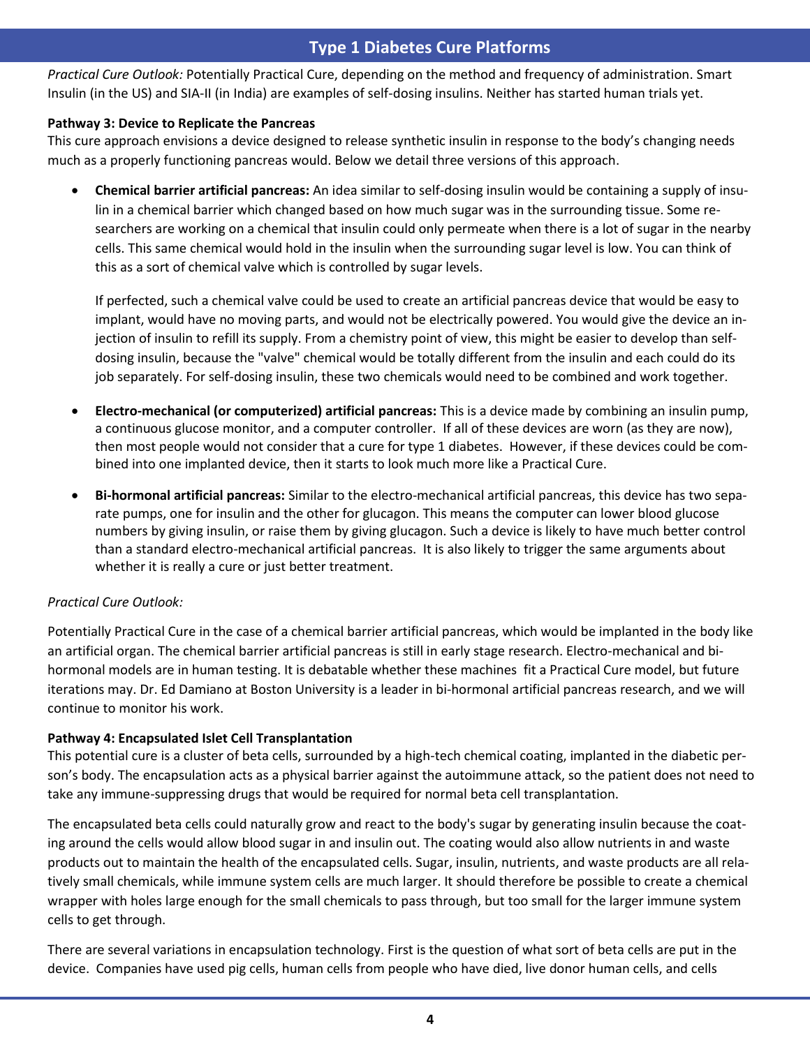*Practical Cure Outlook:* Potentially Practical Cure, depending on the method and frequency of administration. Smart Insulin (in the US) and SIA-II (in India) are examples of self-dosing insulins. Neither has started human trials yet.

**Pathway 3: Device to Replicate the Pancreas**

This cure approach envisions a device designed to release synthetic insulin in response to the body's changing needs much as a properly functioning pancreas would. Below we detail three versions of this approach.

- **Chemical barrier artificial pancreas:** An idea similar to self-dosing insulin would be containing a supply of insulin in a chemical barrier which changed based on how much sugar was in the surrounding tissue. Some researchers are working on a chemical that insulin could only permeate when there is a lot of sugar in the nearby cells. This same chemical would hold in the insulin when the surrounding sugar level is low. You can think of this as a sort of chemical valve which is controlled by sugar levels.

  If perfected, such a chemical valve could be used to create an artificial pancreas device that would be easy to implant, would have no moving parts, and would not be electrically powered. You would give the device an injection of insulin to refill its supply. From a chemistry point of view, this might be easier to develop than self-dosing insulin, because the "valve" chemical would be totally different from the insulin and each could do its job separately. For self-dosing insulin, these two chemicals would need to be combined and work together.

- **Electro-mechanical (or computerized) artificial pancreas:** This is a device made by combining an insulin pump, a continuous glucose monitor, and a computer controller. If all of these devices are worn (as they are now), then most people would not consider that a cure for type 1 diabetes. However, if these devices could be combined into one implanted device, then it starts to look much more like a Practical Cure.

- **Bi-hormonal artificial pancreas:** Similar to the electro-mechanical artificial pancreas, this device has two separate pumps, one for insulin and the other for glucagon. This means the computer can lower blood glucose numbers by giving insulin, or raise them by giving glucagon. Such a device is likely to have much better control than a standard electro-mechanical artificial pancreas. It is also likely to trigger the same arguments about whether it is really a cure or just better treatment.

*Practical Cure Outlook:*

Potentially Practical Cure in the case of a chemical barrier artificial pancreas, which would be implanted in the body like an artificial organ. The chemical barrier artificial pancreas is still in early stage research. Electro-mechanical and bi-hormonal models are in human testing. It is debatable whether these machines fit a Practical Cure model, but future iterations may. Dr. Ed Damiano at Boston University is a leader in bi-hormonal artificial pancreas research, and we will continue to monitor his work.

**Pathway 4: Encapsulated Islet Cell Transplantation**

This potential cure is a cluster of beta cells, surrounded by a high-tech chemical coating, implanted in the diabetic person's body. The encapsulation acts as a physical barrier against the autoimmune attack, so the patient does not need to take any immune-suppressing drugs that would be required for normal beta cell transplantation.

The encapsulated beta cells could naturally grow and react to the body's sugar by generating insulin because the coating around the cells would allow blood sugar in and insulin out. The coating would also allow nutrients in and waste products out to maintain the health of the encapsulated cells. Sugar, insulin, nutrients, and waste products are all relatively small chemicals, while immune system cells are much larger. It should therefore be possible to create a chemical wrapper with holes large enough for the small chemicals to pass through, but too small for the larger immune system cells to get through.

There are several variations in encapsulation technology. First is the question of what sort of beta cells are put in the device. Companies have used pig cells, human cells from people who have died, live donor human cells, and cells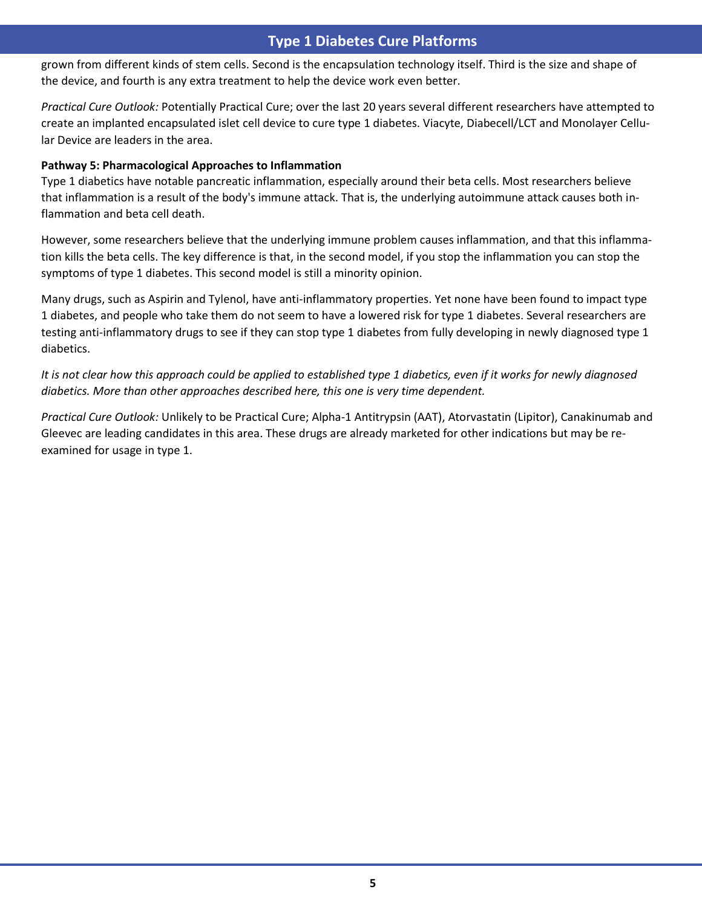grown from different kinds of stem cells. Second is the encapsulation technology itself. Third is the size and shape of the device, and fourth is any extra treatment to help the device work even better.

*Practical Cure Outlook:* Potentially Practical Cure; over the last 20 years several different researchers have attempted to create an implanted encapsulated islet cell device to cure type 1 diabetes. Viacyte, Diabecell/LCT and Monolayer Cellular Device are leaders in the area.

**Pathway 5: Pharmacological Approaches to Inflammation**

Type 1 diabetics have notable pancreatic inflammation, especially around their beta cells. Most researchers believe that inflammation is a result of the body's immune attack. That is, the underlying autoimmune attack causes both inflammation and beta cell death.

However, some researchers believe that the underlying immune problem causes inflammation, and that this inflammation kills the beta cells. The key difference is that, in the second model, if you stop the inflammation you can stop the symptoms of type 1 diabetes. This second model is still a minority opinion.

Many drugs, such as Aspirin and Tylenol, have anti-inflammatory properties. Yet none have been found to impact type 1 diabetes, and people who take them do not seem to have a lowered risk for type 1 diabetes. Several researchers are testing anti-inflammatory drugs to see if they can stop type 1 diabetes from fully developing in newly diagnosed type 1 diabetics.

*It is not clear how this approach could be applied to established type 1 diabetics, even if it works for newly diagnosed diabetics. More than other approaches described here, this one is very time dependent.*

*Practical Cure Outlook:* Unlikely to be Practical Cure; Alpha-1 Antitrypsin (AAT), Atorvastatin (Lipitor), Canakinumab and Gleevec are leading candidates in this area. These drugs are already marketed for other indications but may be re-examined for usage in type 1.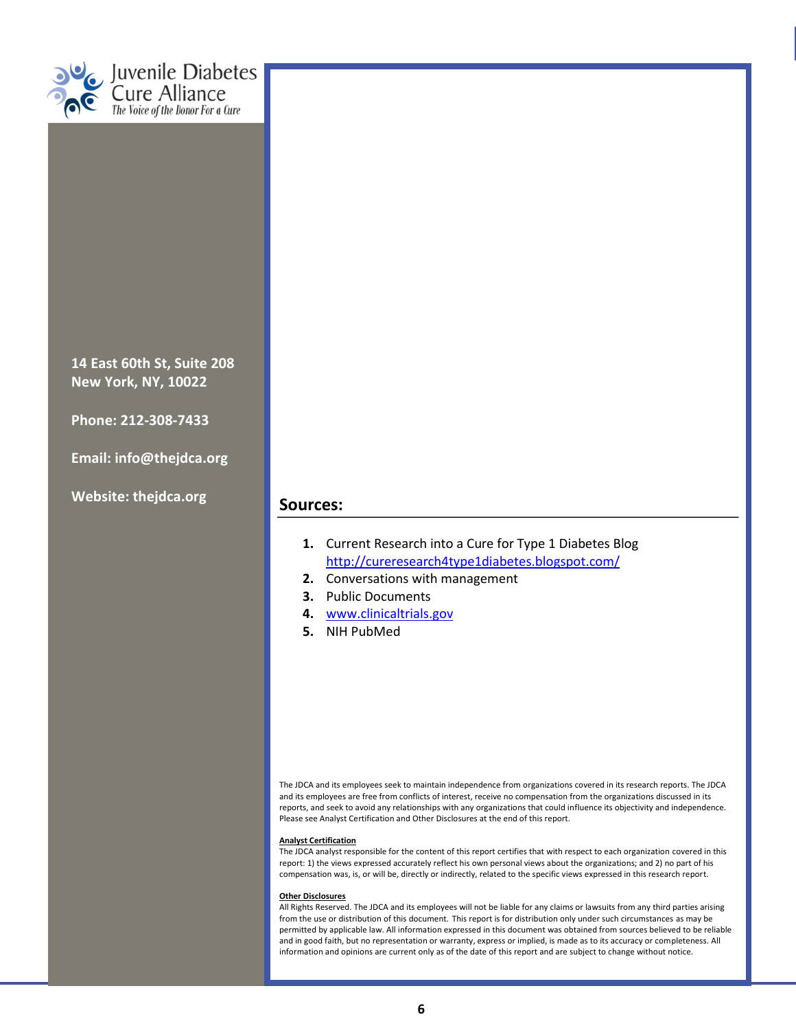Juvenile Diabetes Cure Alliance
*The Voice of the Donor For a Cure*

**14 East 60th St, Suite 208**
**New York, NY, 10022**

**Phone: 212-308-7433**

**Email: info@thejdca.org**

**Website: thejdca.org**

## Sources:

1. Current Research into a Cure for Type 1 Diabetes Blog http://cureresearch4type1diabetes.blogspot.com/
2. Conversations with management
3. Public Documents
4. www.clinicaltrials.gov
5. NIH PubMed

The JDCA and its employees seek to maintain independence from organizations covered in its research reports. The JDCA and its employees are free from conflicts of interest, receive no compensation from the organizations discussed in its reports, and seek to avoid any relationships with any organizations that could influence its objectivity and independence. Please see Analyst Certification and Other Disclosures at the end of this report.

**Analyst Certification**
The JDCA analyst responsible for the content of this report certifies that with respect to each organization covered in this report: 1) the views expressed accurately reflect his own personal views about the organizations; and 2) no part of his compensation was, is, or will be, directly or indirectly, related to the specific views expressed in this research report.

**Other Disclosures**
All Rights Reserved. The JDCA and its employees will not be liable for any claims or lawsuits from any third parties arising from the use or distribution of this document. This report is for distribution only under such circumstances as may be permitted by applicable law. All information expressed in this document was obtained from sources believed to be reliable and in good faith, but no representation or warranty, express or implied, is made as to its accuracy or completeness. All information and opinions are current only as of the date of this report and are subject to change without notice.